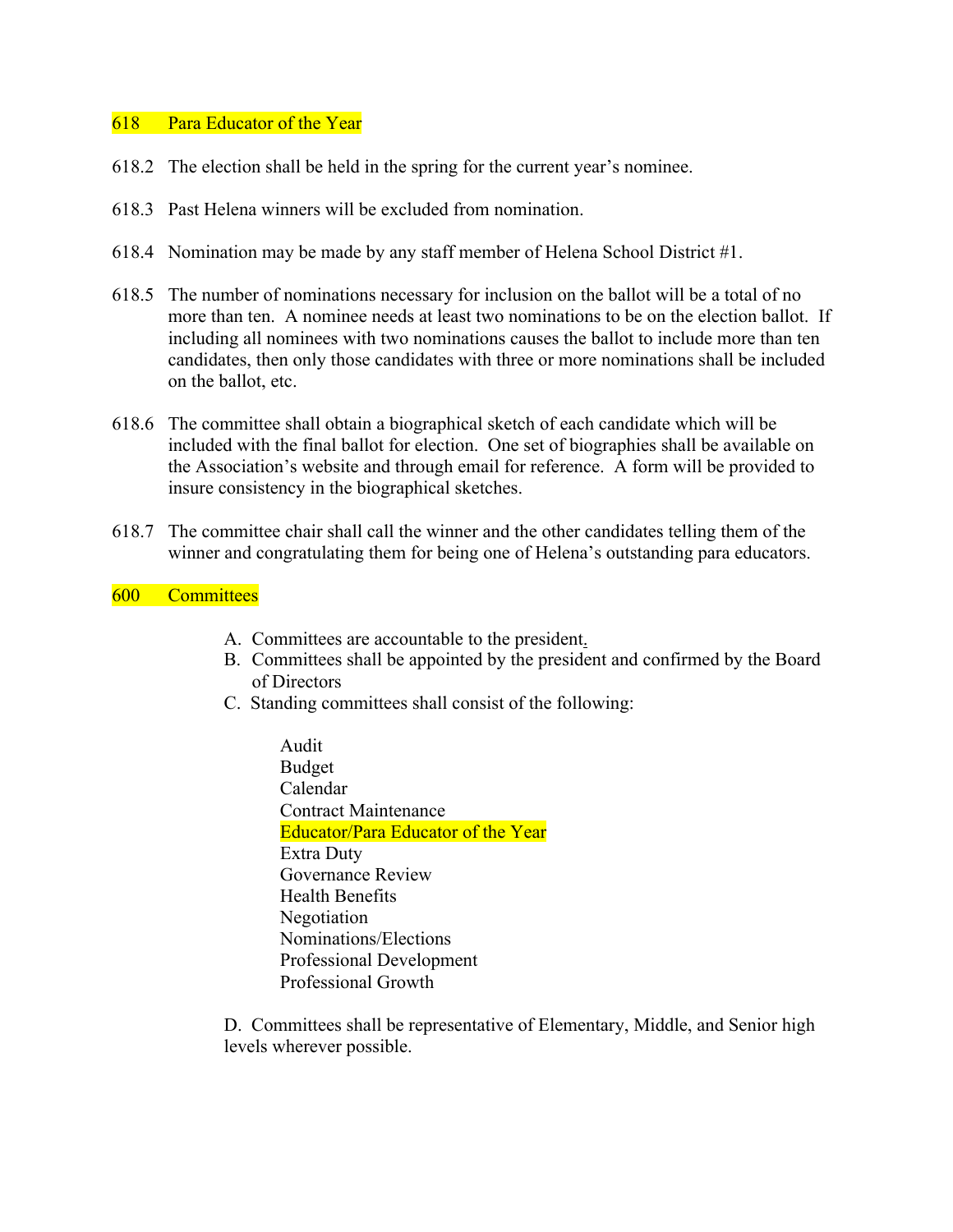## 618 Para Educator of the Year

618.2 The election shall be held in the spring for the current year's nominee.

618.3 Past Helena winners will be excluded from nomination.

618.4 Nomination may be made by any staff member of Helena School District #1.

618.5 The number of nominations necessary for inclusion on the ballot will be a total of no more than ten. A nominee needs at least two nominations to be on the election ballot. If including all nominees with two nominations causes the ballot to include more than ten candidates, then only those candidates with three or more nominations shall be included on the ballot, etc.

618.6 The committee shall obtain a biographical sketch of each candidate which will be included with the final ballot for election. One set of biographies shall be available on the Association's website and through email for reference. A form will be provided to insure consistency in the biographical sketches.

618.7 The committee chair shall call the winner and the other candidates telling them of the winner and congratulating them for being one of Helena's outstanding para educators.

## 600 Committees

A. Committees are accountable to the president.
B. Committees shall be appointed by the president and confirmed by the Board of Directors
C. Standing committees shall consist of the following:

   Audit
   Budget
   Calendar
   Contract Maintenance
   Educator/Para Educator of the Year
   Extra Duty
   Governance Review
   Health Benefits
   Negotiation
   Nominations/Elections
   Professional Development
   Professional Growth

D. Committees shall be representative of Elementary, Middle, and Senior high levels wherever possible.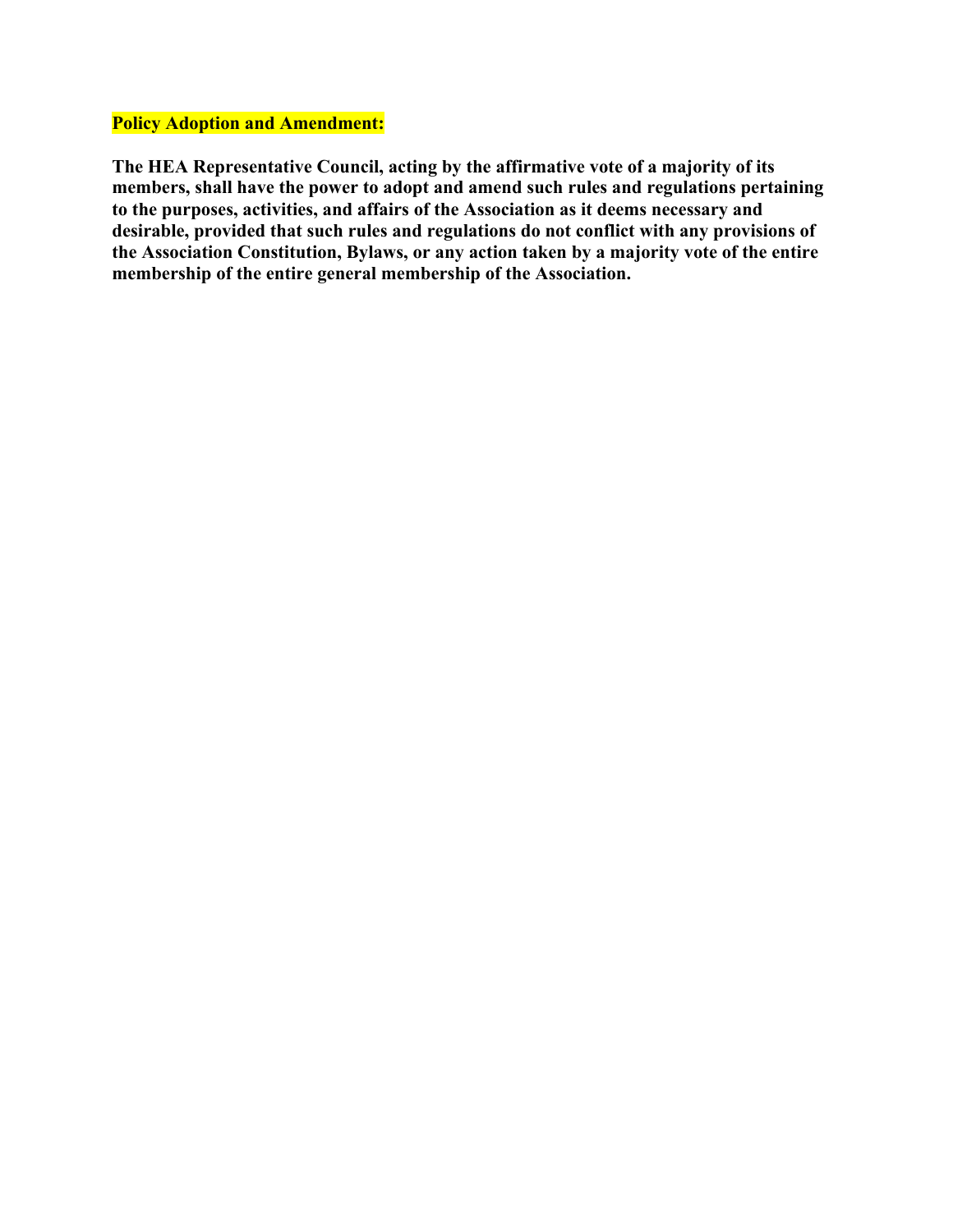**Policy Adoption and Amendment:**

**The HEA Representative Council, acting by the affirmative vote of a majority of its members, shall have the power to adopt and amend such rules and regulations pertaining to the purposes, activities, and affairs of the Association as it deems necessary and desirable, provided that such rules and regulations do not conflict with any provisions of the Association Constitution, Bylaws, or any action taken by a majority vote of the entire membership of the entire general membership of the Association.**